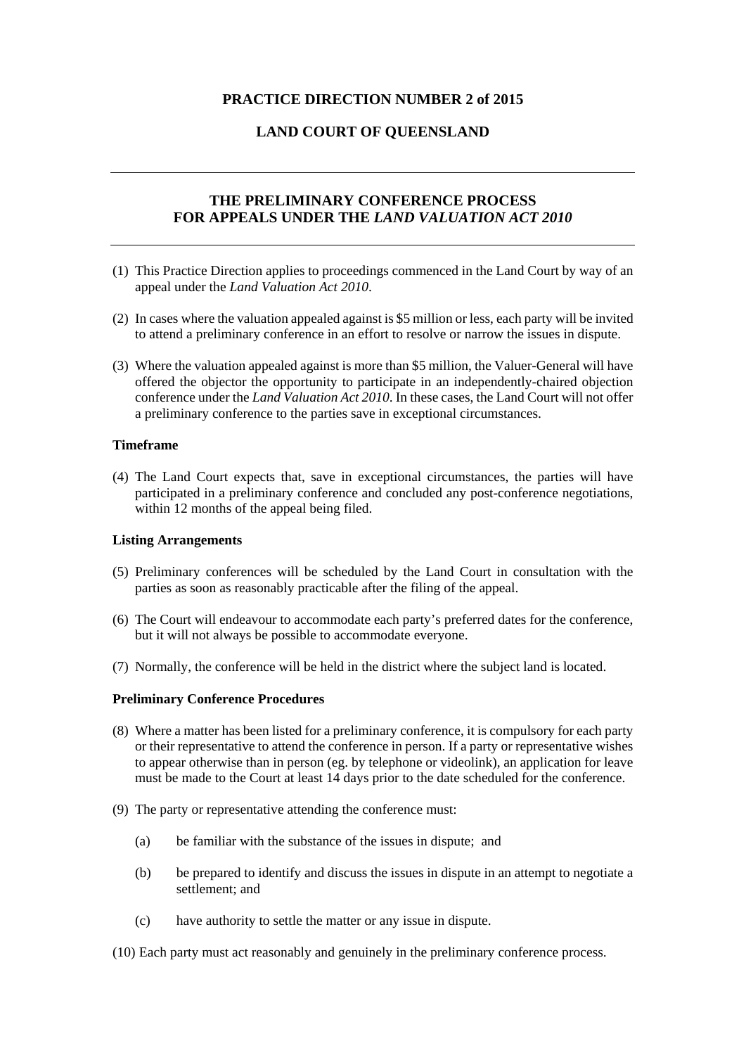**PRACTICE DIRECTION NUMBER 2 of 2015**

**LAND COURT OF QUEENSLAND**

---

## THE PRELIMINARY CONFERENCE PROCESS FOR APPEALS UNDER THE *LAND VALUATION ACT 2010*

---

(1) This Practice Direction applies to proceedings commenced in the Land Court by way of an appeal under the *Land Valuation Act 2010*.

(2) In cases where the valuation appealed against is $5 million or less, each party will be invited to attend a preliminary conference in an effort to resolve or narrow the issues in dispute.

(3) Where the valuation appealed against is more than $5 million, the Valuer-General will have offered the objector the opportunity to participate in an independently-chaired objection conference under the *Land Valuation Act 2010*. In these cases, the Land Court will not offer a preliminary conference to the parties save in exceptional circumstances.

**Timeframe**

(4) The Land Court expects that, save in exceptional circumstances, the parties will have participated in a preliminary conference and concluded any post-conference negotiations, within 12 months of the appeal being filed.

**Listing Arrangements**

(5) Preliminary conferences will be scheduled by the Land Court in consultation with the parties as soon as reasonably practicable after the filing of the appeal.

(6) The Court will endeavour to accommodate each party's preferred dates for the conference, but it will not always be possible to accommodate everyone.

(7) Normally, the conference will be held in the district where the subject land is located.

**Preliminary Conference Procedures**

(8) Where a matter has been listed for a preliminary conference, it is compulsory for each party or their representative to attend the conference in person. If a party or representative wishes to appear otherwise than in person (eg. by telephone or videolink), an application for leave must be made to the Court at least 14 days prior to the date scheduled for the conference.

(9) The party or representative attending the conference must:

   (a) be familiar with the substance of the issues in dispute; and

   (b) be prepared to identify and discuss the issues in dispute in an attempt to negotiate a settlement; and

   (c) have authority to settle the matter or any issue in dispute.

(10) Each party must act reasonably and genuinely in the preliminary conference process.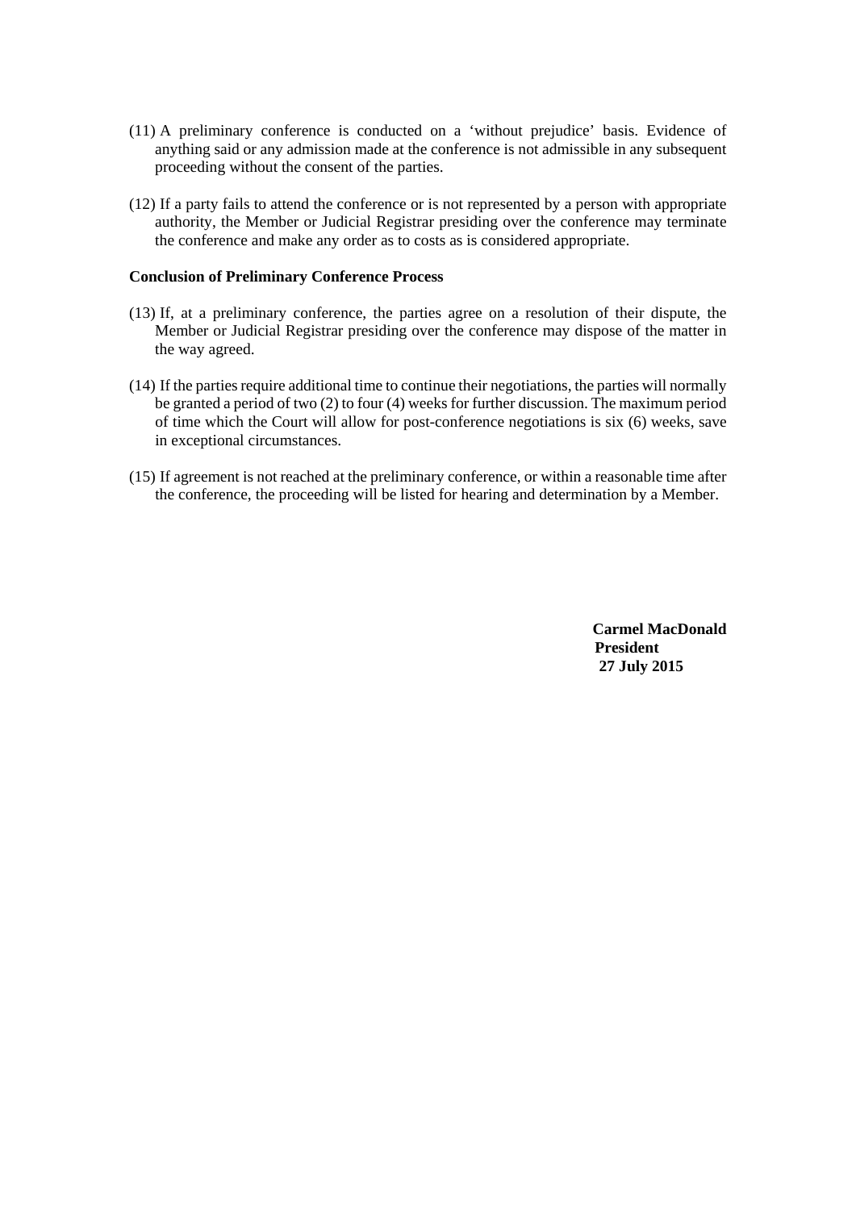(11) A preliminary conference is conducted on a 'without prejudice' basis. Evidence of anything said or any admission made at the conference is not admissible in any subsequent proceeding without the consent of the parties.

(12) If a party fails to attend the conference or is not represented by a person with appropriate authority, the Member or Judicial Registrar presiding over the conference may terminate the conference and make any order as to costs as is considered appropriate.

**Conclusion of Preliminary Conference Process**

(13) If, at a preliminary conference, the parties agree on a resolution of their dispute, the Member or Judicial Registrar presiding over the conference may dispose of the matter in the way agreed.

(14) If the parties require additional time to continue their negotiations, the parties will normally be granted a period of two (2) to four (4) weeks for further discussion. The maximum period of time which the Court will allow for post-conference negotiations is six (6) weeks, save in exceptional circumstances.

(15) If agreement is not reached at the preliminary conference, or within a reasonable time after the conference, the proceeding will be listed for hearing and determination by a Member.

**Carmel MacDonald**
**President**
**27 July 2015**